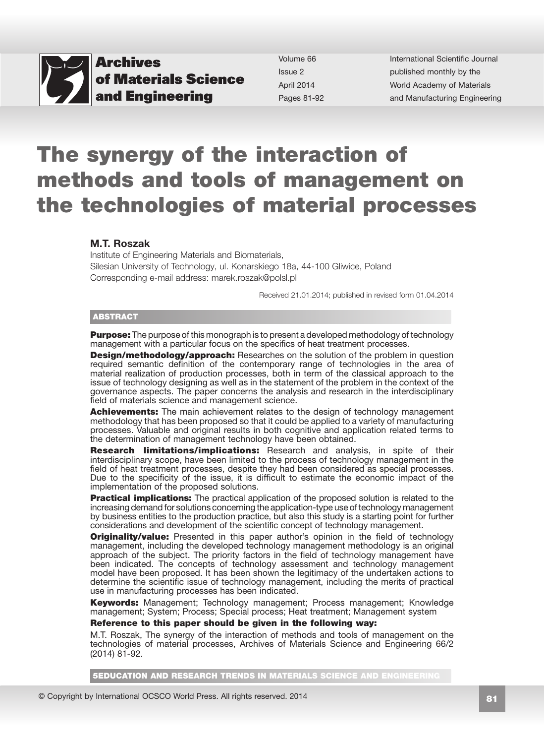# The synergy of the interaction of methods and tools of management on the technologies of material processes

**M.T. Roszak**

Institute of Engineering Materials and Biomaterials,
Silesian University of Technology, ul. Konarskiego 18a, 44-100 Gliwice, Poland
Corresponding e-mail address: marek.roszak@polsl.pl

Received 21.01.2014; published in revised form 01.04.2014

## ABSTRACT

**Purpose:** The purpose of this monograph is to present a developed methodology of technology management with a particular focus on the specifics of heat treatment processes.

**Design/methodology/approach:** Researches on the solution of the problem in question required semantic definition of the contemporary range of technologies in the area of material realization of production processes, both in term of the classical approach to the issue of technology designing as well as in the statement of the problem in the context of the governance aspects. The paper concerns the analysis and research in the interdisciplinary field of materials science and management science.

**Achievements:** The main achievement relates to the design of technology management methodology that has been proposed so that it could be applied to a variety of manufacturing processes. Valuable and original results in both cognitive and application related terms to the determination of management technology have been obtained.

**Research limitations/implications:** Research and analysis, in spite of their interdisciplinary scope, have been limited to the process of technology management in the field of heat treatment processes, despite they had been considered as special processes. Due to the specificity of the issue, it is difficult to estimate the economic impact of the implementation of the proposed solutions.

**Practical implications:** The practical application of the proposed solution is related to the increasing demand for solutions concerning the application-type use of technology management by business entities to the production practice, but also this study is a starting point for further considerations and development of the scientific concept of technology management.

**Originality/value:** Presented in this paper author's opinion in the field of technology management, including the developed technology management methodology is an original approach of the subject. The priority factors in the field of technology management have been indicated. The concepts of technology assessment and technology management model have been proposed. It has been shown the legitimacy of the undertaken actions to determine the scientific issue of technology management, including the merits of practical use in manufacturing processes has been indicated.

**Keywords:** Management; Technology management; Process management; Knowledge management; System; Process; Special process; Heat treatment; Management system

**Reference to this paper should be given in the following way:**

M.T. Roszak, The synergy of the interaction of methods and tools of management on the technologies of material processes, Archives of Materials Science and Engineering 66/2 (2014) 81-92.

**5EDUCATION AND RESEARCH TRENDS IN MATERIALS SCIENCE AND ENGINEERING**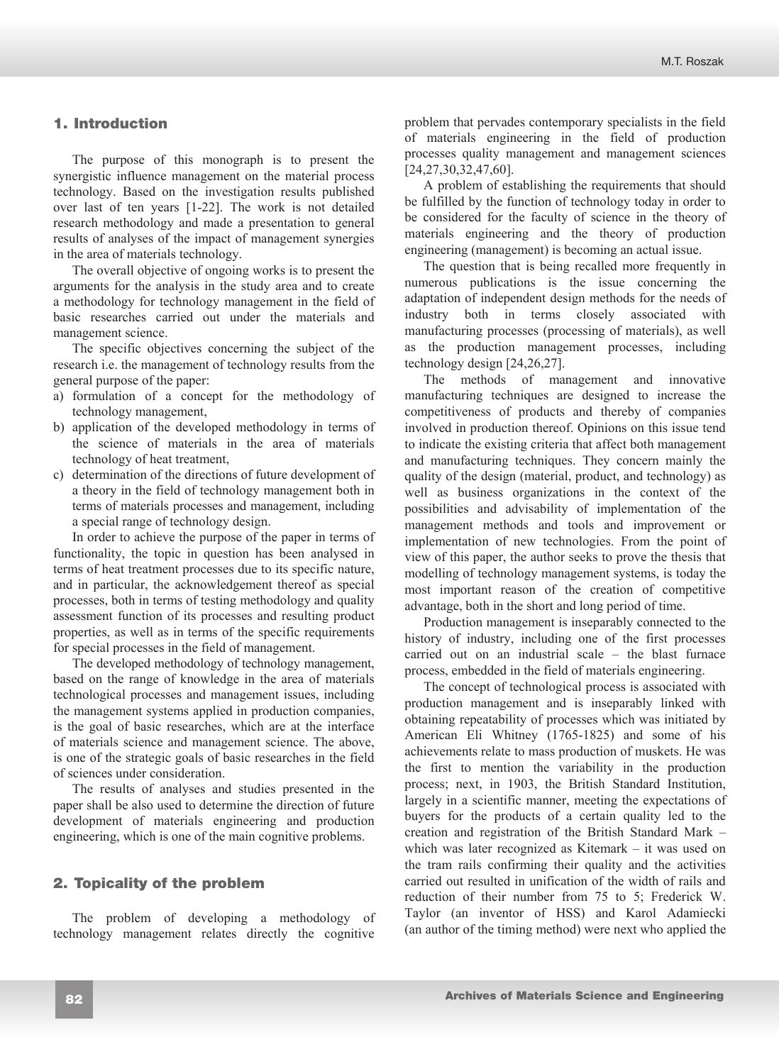## 1. Introduction

The purpose of this monograph is to present the synergistic influence management on the material process technology. Based on the investigation results published over last of ten years [1-22]. The work is not detailed research methodology and made a presentation to general results of analyses of the impact of management synergies in the area of materials technology.

The overall objective of ongoing works is to present the arguments for the analysis in the study area and to create a methodology for technology management in the field of basic researches carried out under the materials and management science.

The specific objectives concerning the subject of the research i.e. the management of technology results from the general purpose of the paper:

a) formulation of a concept for the methodology of technology management,
b) application of the developed methodology in terms of the science of materials in the area of materials technology of heat treatment,
c) determination of the directions of future development of a theory in the field of technology management both in terms of materials processes and management, including a special range of technology design.

In order to achieve the purpose of the paper in terms of functionality, the topic in question has been analysed in terms of heat treatment processes due to its specific nature, and in particular, the acknowledgement thereof as special processes, both in terms of testing methodology and quality assessment function of its processes and resulting product properties, as well as in terms of the specific requirements for special processes in the field of management.

The developed methodology of technology management, based on the range of knowledge in the area of materials technological processes and management issues, including the management systems applied in production companies, is the goal of basic researches, which are at the interface of materials science and management science. The above, is one of the strategic goals of basic researches in the field of sciences under consideration.

The results of analyses and studies presented in the paper shall be also used to determine the direction of future development of materials engineering and production engineering, which is one of the main cognitive problems.

## 2. Topicality of the problem

The problem of developing a methodology of technology management relates directly the cognitive problem that pervades contemporary specialists in the field of materials engineering in the field of production processes quality management and management sciences [24,27,30,32,47,60].

A problem of establishing the requirements that should be fulfilled by the function of technology today in order to be considered for the faculty of science in the theory of materials engineering and the theory of production engineering (management) is becoming an actual issue.

The question that is being recalled more frequently in numerous publications is the issue concerning the adaptation of independent design methods for the needs of industry both in terms closely associated with manufacturing processes (processing of materials), as well as the production management processes, including technology design [24,26,27].

The methods of management and innovative manufacturing techniques are designed to increase the competitiveness of products and thereby of companies involved in production thereof. Opinions on this issue tend to indicate the existing criteria that affect both management and manufacturing techniques. They concern mainly the quality of the design (material, product, and technology) as well as business organizations in the context of the possibilities and advisability of implementation of the management methods and tools and improvement or implementation of new technologies. From the point of view of this paper, the author seeks to prove the thesis that modelling of technology management systems, is today the most important reason of the creation of competitive advantage, both in the short and long period of time.

Production management is inseparably connected to the history of industry, including one of the first processes carried out on an industrial scale – the blast furnace process, embedded in the field of materials engineering.

The concept of technological process is associated with production management and is inseparably linked with obtaining repeatability of processes which was initiated by American Eli Whitney (1765-1825) and some of his achievements relate to mass production of muskets. He was the first to mention the variability in the production process; next, in 1903, the British Standard Institution, largely in a scientific manner, meeting the expectations of buyers for the products of a certain quality led to the creation and registration of the British Standard Mark – which was later recognized as Kitemark – it was used on the tram rails confirming their quality and the activities carried out resulted in unification of the width of rails and reduction of their number from 75 to 5; Frederick W. Taylor (an inventor of HSS) and Karol Adamiecki (an author of the timing method) were next who applied the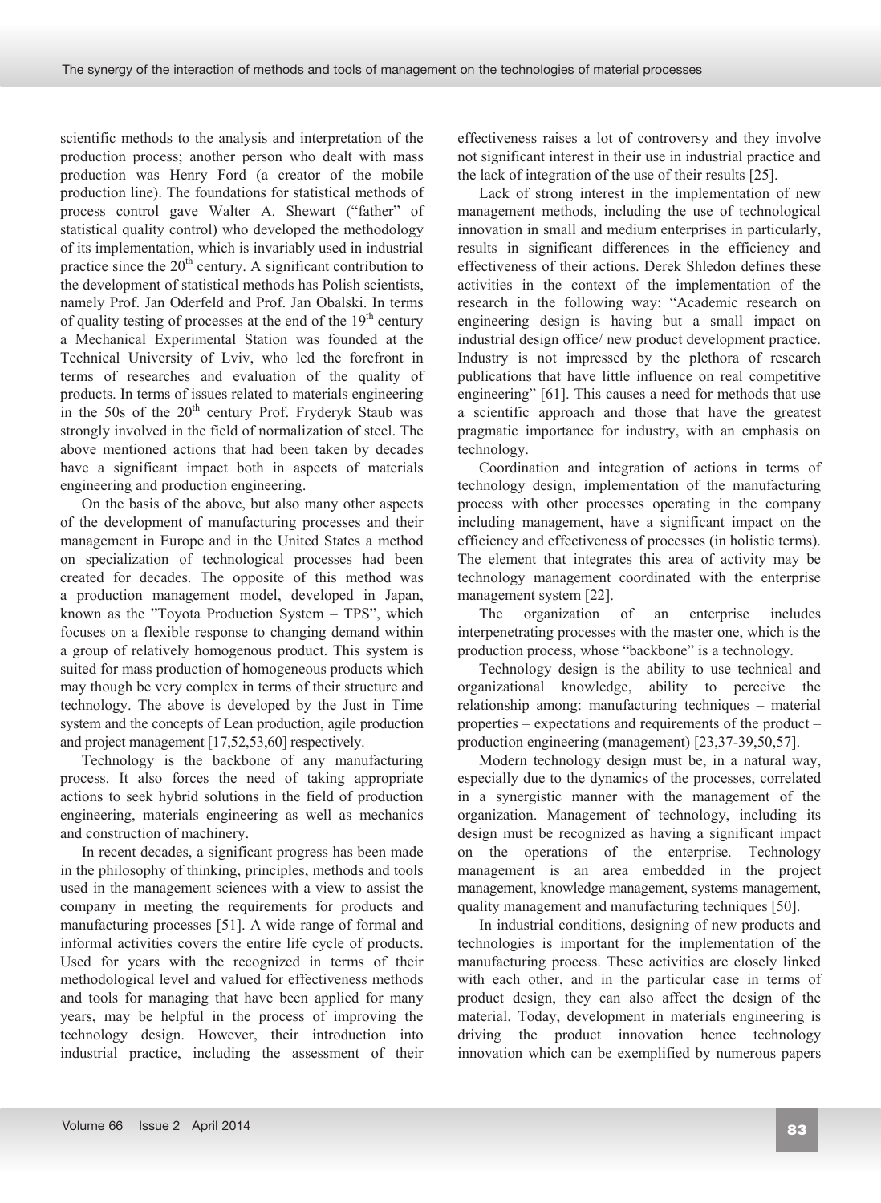scientific methods to the analysis and interpretation of the production process; another person who dealt with mass production was Henry Ford (a creator of the mobile production line). The foundations for statistical methods of process control gave Walter A. Shewart ("father" of statistical quality control) who developed the methodology of its implementation, which is invariably used in industrial practice since the $20^{th}$ century. A significant contribution to the development of statistical methods has Polish scientists, namely Prof. Jan Oderfeld and Prof. Jan Obalski. In terms of quality testing of processes at the end of the $19^{th}$ century a Mechanical Experimental Station was founded at the Technical University of Lviv, who led the forefront in terms of researches and evaluation of the quality of products. In terms of issues related to materials engineering in the 50s of the $20^{th}$ century Prof. Fryderyk Staub was strongly involved in the field of normalization of steel. The above mentioned actions that had been taken by decades have a significant impact both in aspects of materials engineering and production engineering.

On the basis of the above, but also many other aspects of the development of manufacturing processes and their management in Europe and in the United States a method on specialization of technological processes had been created for decades. The opposite of this method was a production management model, developed in Japan, known as the "Toyota Production System – TPS", which focuses on a flexible response to changing demand within a group of relatively homogenous product. This system is suited for mass production of homogeneous products which may though be very complex in terms of their structure and technology. The above is developed by the Just in Time system and the concepts of Lean production, agile production and project management [17,52,53,60] respectively.

Technology is the backbone of any manufacturing process. It also forces the need of taking appropriate actions to seek hybrid solutions in the field of production engineering, materials engineering as well as mechanics and construction of machinery.

In recent decades, a significant progress has been made in the philosophy of thinking, principles, methods and tools used in the management sciences with a view to assist the company in meeting the requirements for products and manufacturing processes [51]. A wide range of formal and informal activities covers the entire life cycle of products. Used for years with the recognized in terms of their methodological level and valued for effectiveness methods and tools for managing that have been applied for many years, may be helpful in the process of improving the technology design. However, their introduction into industrial practice, including the assessment of their effectiveness raises a lot of controversy and they involve not significant interest in their use in industrial practice and the lack of integration of the use of their results [25].

Lack of strong interest in the implementation of new management methods, including the use of technological innovation in small and medium enterprises in particularly, results in significant differences in the efficiency and effectiveness of their actions. Derek Shledon defines these activities in the context of the implementation of the research in the following way: "Academic research on engineering design is having but a small impact on industrial design office/ new product development practice. Industry is not impressed by the plethora of research publications that have little influence on real competitive engineering" [61]. This causes a need for methods that use a scientific approach and those that have the greatest pragmatic importance for industry, with an emphasis on technology.

Coordination and integration of actions in terms of technology design, implementation of the manufacturing process with other processes operating in the company including management, have a significant impact on the efficiency and effectiveness of processes (in holistic terms). The element that integrates this area of activity may be technology management coordinated with the enterprise management system [22].

The organization of an enterprise includes interpenetrating processes with the master one, which is the production process, whose "backbone" is a technology.

Technology design is the ability to use technical and organizational knowledge, ability to perceive the relationship among: manufacturing techniques – material properties – expectations and requirements of the product – production engineering (management) [23,37-39,50,57].

Modern technology design must be, in a natural way, especially due to the dynamics of the processes, correlated in a synergistic manner with the management of the organization. Management of technology, including its design must be recognized as having a significant impact on the operations of the enterprise. Technology management is an area embedded in the project management, knowledge management, systems management, quality management and manufacturing techniques [50].

In industrial conditions, designing of new products and technologies is important for the implementation of the manufacturing process. These activities are closely linked with each other, and in the particular case in terms of product design, they can also affect the design of the material. Today, development in materials engineering is driving the product innovation hence technology innovation which can be exemplified by numerous papers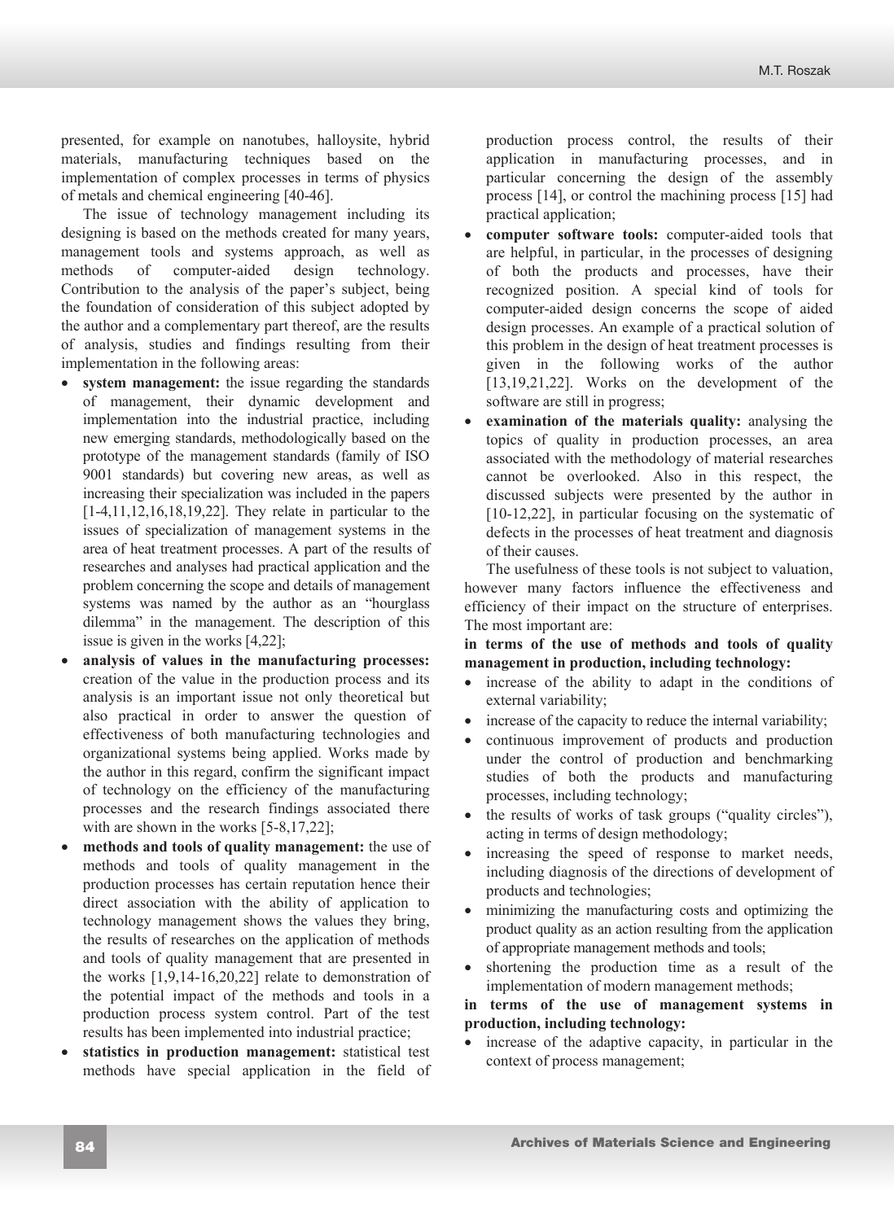presented, for example on nanotubes, halloysite, hybrid materials, manufacturing techniques based on the implementation of complex processes in terms of physics of metals and chemical engineering [40-46].

The issue of technology management including its designing is based on the methods created for many years, management tools and systems approach, as well as methods of computer-aided design technology. Contribution to the analysis of the paper's subject, being the foundation of consideration of this subject adopted by the author and a complementary part thereof, are the results of analysis, studies and findings resulting from their implementation in the following areas:

- **system management:** the issue regarding the standards of management, their dynamic development and implementation into the industrial practice, including new emerging standards, methodologically based on the prototype of the management standards (family of ISO 9001 standards) but covering new areas, as well as increasing their specialization was included in the papers [1-4,11,12,16,18,19,22]. They relate in particular to the issues of specialization of management systems in the area of heat treatment processes. A part of the results of researches and analyses had practical application and the problem concerning the scope and details of management systems was named by the author as an "hourglass dilemma" in the management. The description of this issue is given in the works [4,22];
- **analysis of values in the manufacturing processes:** creation of the value in the production process and its analysis is an important issue not only theoretical but also practical in order to answer the question of effectiveness of both manufacturing technologies and organizational systems being applied. Works made by the author in this regard, confirm the significant impact of technology on the efficiency of the manufacturing processes and the research findings associated there with are shown in the works [5-8,17,22];
- **methods and tools of quality management:** the use of methods and tools of quality management in the production processes has certain reputation hence their direct association with the ability of application to technology management shows the values they bring, the results of researches on the application of methods and tools of quality management that are presented in the works [1,9,14-16,20,22] relate to demonstration of the potential impact of the methods and tools in a production process system control. Part of the test results has been implemented into industrial practice;
- **statistics in production management:** statistical test methods have special application in the field of production process control, the results of their application in manufacturing processes, and in particular concerning the design of the assembly process [14], or control the machining process [15] had practical application;
- **computer software tools:** computer-aided tools that are helpful, in particular, in the processes of designing of both the products and processes, have their recognized position. A special kind of tools for computer-aided design concerns the scope of aided design processes. An example of a practical solution of this problem in the design of heat treatment processes is given in the following works of the author [13,19,21,22]. Works on the development of the software are still in progress;
- **examination of the materials quality:** analysing the topics of quality in production processes, an area associated with the methodology of material researches cannot be overlooked. Also in this respect, the discussed subjects were presented by the author in [10-12,22], in particular focusing on the systematic of defects in the processes of heat treatment and diagnosis of their causes.

The usefulness of these tools is not subject to valuation, however many factors influence the effectiveness and efficiency of their impact on the structure of enterprises. The most important are:

**in terms of the use of methods and tools of quality management in production, including technology:**

- increase of the ability to adapt in the conditions of external variability;
- increase of the capacity to reduce the internal variability;
- continuous improvement of products and production under the control of production and benchmarking studies of both the products and manufacturing processes, including technology;
- the results of works of task groups ("quality circles"), acting in terms of design methodology;
- increasing the speed of response to market needs, including diagnosis of the directions of development of products and technologies;
- minimizing the manufacturing costs and optimizing the product quality as an action resulting from the application of appropriate management methods and tools;
- shortening the production time as a result of the implementation of modern management methods;

**in terms of the use of management systems in production, including technology:**

- increase of the adaptive capacity, in particular in the context of process management;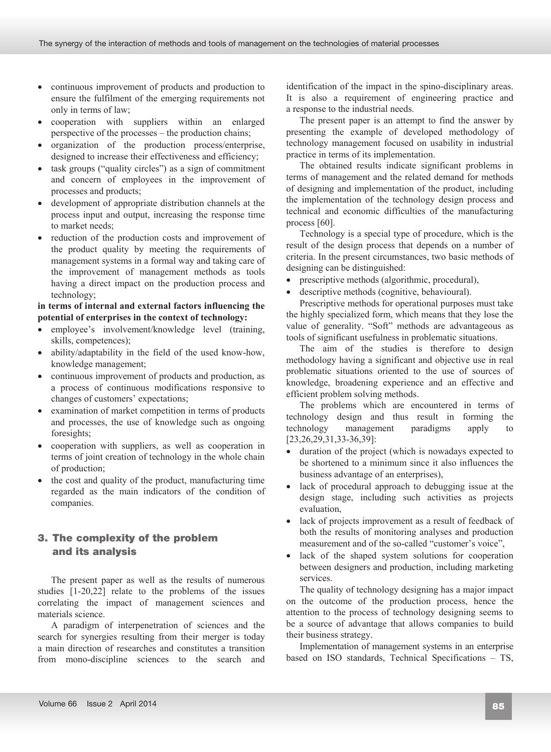- continuous improvement of products and production to ensure the fulfilment of the emerging requirements not only in terms of law;
- cooperation with suppliers within an enlarged perspective of the processes – the production chains;
- organization of the production process/enterprise, designed to increase their effectiveness and efficiency;
- task groups ("quality circles") as a sign of commitment and concern of employees in the improvement of processes and products;
- development of appropriate distribution channels at the process input and output, increasing the response time to market needs;
- reduction of the production costs and improvement of the product quality by meeting the requirements of management systems in a formal way and taking care of the improvement of management methods as tools having a direct impact on the production process and technology;

**in terms of internal and external factors influencing the potential of enterprises in the context of technology:**

- employee's involvement/knowledge level (training, skills, competences);
- ability/adaptability in the field of the used know-how, knowledge management;
- continuous improvement of products and production, as a process of continuous modifications responsive to changes of customers' expectations;
- examination of market competition in terms of products and processes, the use of knowledge such as ongoing foresights;
- cooperation with suppliers, as well as cooperation in terms of joint creation of technology in the whole chain of production;
- the cost and quality of the product, manufacturing time regarded as the main indicators of the condition of companies.

## 3. The complexity of the problem and its analysis

The present paper as well as the results of numerous studies [1-20,22] relate to the problems of the issues correlating the impact of management sciences and materials science.

A paradigm of interpenetration of sciences and the search for synergies resulting from their merger is today a main direction of researches and constitutes a transition from mono-discipline sciences to the search and identification of the impact in the spino-disciplinary areas. It is also a requirement of engineering practice and a response to the industrial needs.

The present paper is an attempt to find the answer by presenting the example of developed methodology of technology management focused on usability in industrial practice in terms of its implementation.

The obtained results indicate significant problems in terms of management and the related demand for methods of designing and implementation of the product, including the implementation of the technology design process and technical and economic difficulties of the manufacturing process [60].

Technology is a special type of procedure, which is the result of the design process that depends on a number of criteria. In the present circumstances, two basic methods of designing can be distinguished:

- prescriptive methods (algorithmic, procedural),
- descriptive methods (cognitive, behavioural).

Prescriptive methods for operational purposes must take the highly specialized form, which means that they lose the value of generality. "Soft" methods are advantageous as tools of significant usefulness in problematic situations.

The aim of the studies is therefore to design methodology having a significant and objective use in real problematic situations oriented to the use of sources of knowledge, broadening experience and an effective and efficient problem solving methods.

The problems which are encountered in terms of technology design and thus result in forming the technology management paradigms apply to [23,26,29,31,33-36,39]:

- duration of the project (which is nowadays expected to be shortened to a minimum since it also influences the business advantage of an enterprises),
- lack of procedural approach to debugging issue at the design stage, including such activities as projects evaluation,
- lack of projects improvement as a result of feedback of both the results of monitoring analyses and production measurement and of the so-called "customer's voice",
- lack of the shaped system solutions for cooperation between designers and production, including marketing services.

The quality of technology designing has a major impact on the outcome of the production process, hence the attention to the process of technology designing seems to be a source of advantage that allows companies to build their business strategy.

Implementation of management systems in an enterprise based on ISO standards, Technical Specifications – TS,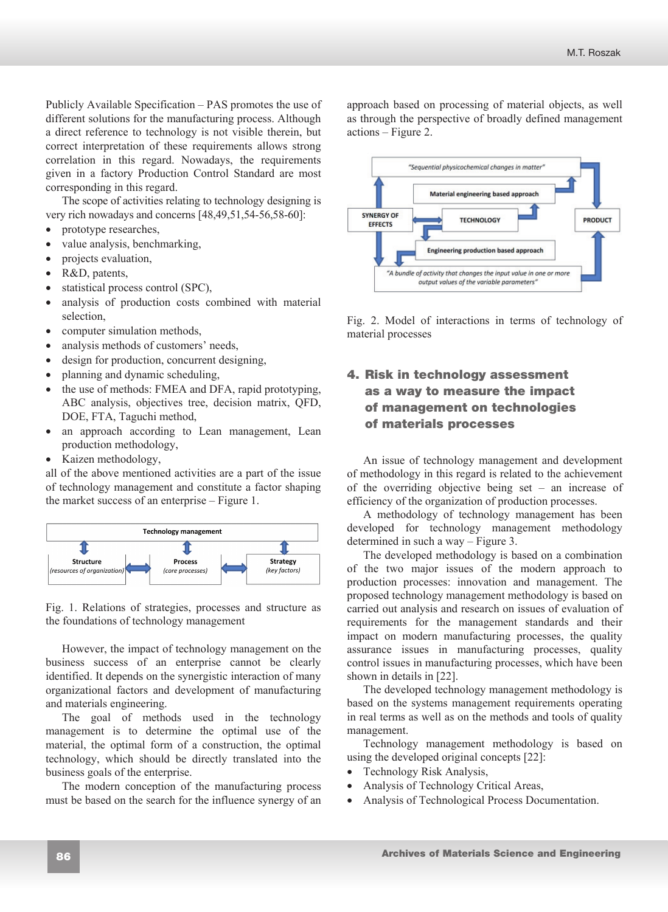Publicly Available Specification – PAS promotes the use of different solutions for the manufacturing process. Although a direct reference to technology is not visible therein, but correct interpretation of these requirements allows strong correlation in this regard. Nowadays, the requirements given in a factory Production Control Standard are most corresponding in this regard.

The scope of activities relating to technology designing is very rich nowadays and concerns [48,49,51,54-56,58-60]:

- prototype researches,
- value analysis, benchmarking,
- projects evaluation,
- R&D, patents,
- statistical process control (SPC),
- analysis of production costs combined with material selection,
- computer simulation methods,
- analysis methods of customers' needs,
- design for production, concurrent designing,
- planning and dynamic scheduling,
- the use of methods: FMEA and DFA, rapid prototyping, ABC analysis, objectives tree, decision matrix, QFD, DOE, FTA, Taguchi method,
- an approach according to Lean management, Lean production methodology,
- Kaizen methodology,

all of the above mentioned activities are a part of the issue of technology management and constitute a factor shaping the market success of an enterprise – Figure 1.

Fig. 1. Relations of strategies, processes and structure as the foundations of technology management

However, the impact of technology management on the business success of an enterprise cannot be clearly identified. It depends on the synergistic interaction of many organizational factors and development of manufacturing and materials engineering.

The goal of methods used in the technology management is to determine the optimal use of the material, the optimal form of a construction, the optimal technology, which should be directly translated into the business goals of the enterprise.

The modern conception of the manufacturing process must be based on the search for the influence synergy of an approach based on processing of material objects, as well as through the perspective of broadly defined management actions – Figure 2.

Fig. 2. Model of interactions in terms of technology of material processes

## 4. Risk in technology assessment as a way to measure the impact of management on technologies of materials processes

An issue of technology management and development of methodology in this regard is related to the achievement of the overriding objective being set – an increase of efficiency of the organization of production processes.

A methodology of technology management has been developed for technology management methodology determined in such a way – Figure 3.

The developed methodology is based on a combination of the two major issues of the modern approach to production processes: innovation and management. The proposed technology management methodology is based on carried out analysis and research on issues of evaluation of requirements for the management standards and their impact on modern manufacturing processes, the quality assurance issues in manufacturing processes, quality control issues in manufacturing processes, which have been shown in details in [22].

The developed technology management methodology is based on the systems management requirements operating in real terms as well as on the methods and tools of quality management.

Technology management methodology is based on using the developed original concepts [22]:

- Technology Risk Analysis,
- Analysis of Technology Critical Areas,
- Analysis of Technological Process Documentation.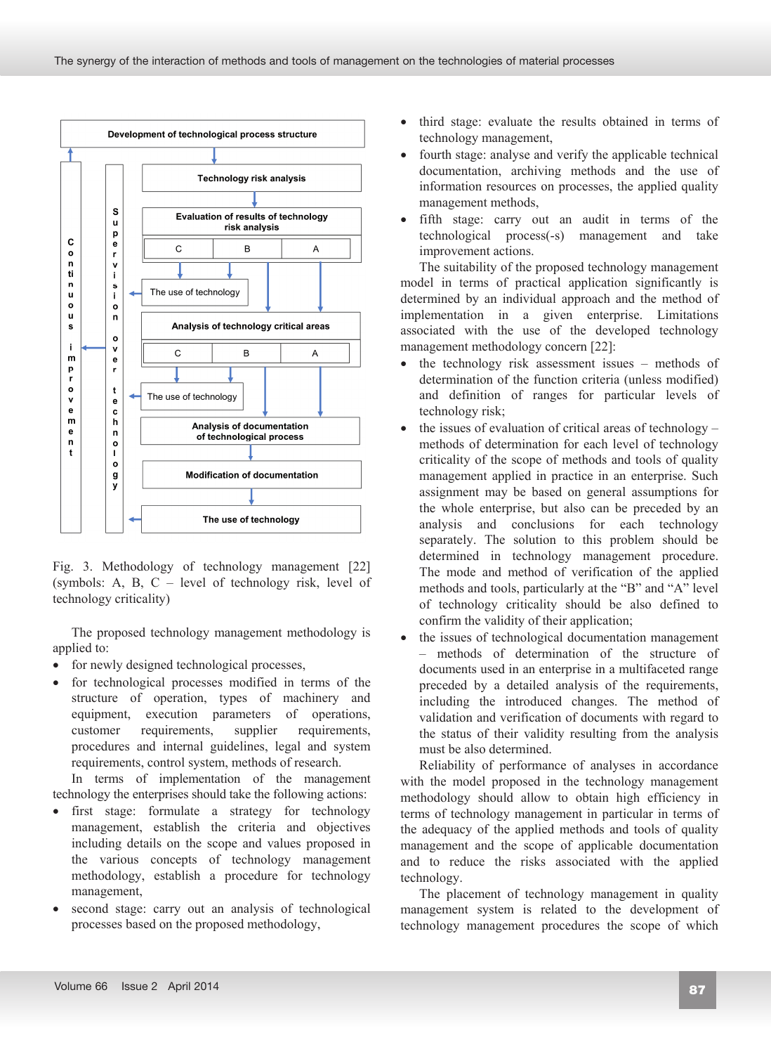Fig. 3. Methodology of technology management [22] (symbols: A, B, C – level of technology risk, level of technology criticality)

The proposed technology management methodology is applied to:

- for newly designed technological processes,
- for technological processes modified in terms of the structure of operation, types of machinery and equipment, execution parameters of operations, customer requirements, supplier requirements, procedures and internal guidelines, legal and system requirements, control system, methods of research.

In terms of implementation of the management technology the enterprises should take the following actions:

- first stage: formulate a strategy for technology management, establish the criteria and objectives including details on the scope and values proposed in the various concepts of technology management methodology, establish a procedure for technology management,
- second stage: carry out an analysis of technological processes based on the proposed methodology,
- third stage: evaluate the results obtained in terms of technology management,
- fourth stage: analyse and verify the applicable technical documentation, archiving methods and the use of information resources on processes, the applied quality management methods,
- fifth stage: carry out an audit in terms of the technological process(-s) management and take improvement actions.

The suitability of the proposed technology management model in terms of practical application significantly is determined by an individual approach and the method of implementation in a given enterprise. Limitations associated with the use of the developed technology management methodology concern [22]:

- the technology risk assessment issues – methods of determination of the function criteria (unless modified) and definition of ranges for particular levels of technology risk;
- the issues of evaluation of critical areas of technology – methods of determination for each level of technology criticality of the scope of methods and tools of quality management applied in practice in an enterprise. Such assignment may be based on general assumptions for the whole enterprise, but also can be preceded by an analysis and conclusions for each technology separately. The solution to this problem should be determined in technology management procedure. The mode and method of verification of the applied methods and tools, particularly at the "B" and "A" level of technology criticality should be also defined to confirm the validity of their application;
- the issues of technological documentation management – methods of determination of the structure of documents used in an enterprise in a multifaceted range preceded by a detailed analysis of the requirements, including the introduced changes. The method of validation and verification of documents with regard to the status of their validity resulting from the analysis must be also determined.

Reliability of performance of analyses in accordance with the model proposed in the technology management methodology should allow to obtain high efficiency in terms of technology management in particular in terms of the adequacy of the applied methods and tools of quality management and the scope of applicable documentation and to reduce the risks associated with the applied technology.

The placement of technology management in quality management system is related to the development of technology management procedures the scope of which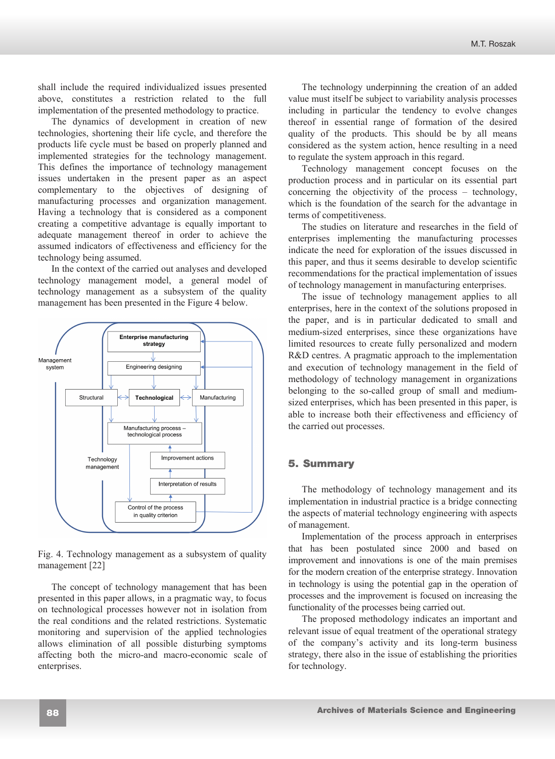shall include the required individualized issues presented above, constitutes a restriction related to the full implementation of the presented methodology to practice.

The dynamics of development in creation of new technologies, shortening their life cycle, and therefore the products life cycle must be based on properly planned and implemented strategies for the technology management. This defines the importance of technology management issues undertaken in the present paper as an aspect complementary to the objectives of designing of manufacturing processes and organization management. Having a technology that is considered as a component creating a competitive advantage is equally important to adequate management thereof in order to achieve the assumed indicators of effectiveness and efficiency for the technology being assumed.

In the context of the carried out analyses and developed technology management model, a general model of technology management as a subsystem of the quality management has been presented in the Figure 4 below.

Fig. 4. Technology management as a subsystem of quality management [22]

The concept of technology management that has been presented in this paper allows, in a pragmatic way, to focus on technological processes however not in isolation from the real conditions and the related restrictions. Systematic monitoring and supervision of the applied technologies allows elimination of all possible disturbing symptoms affecting both the micro-and macro-economic scale of enterprises.

The technology underpinning the creation of an added value must itself be subject to variability analysis processes including in particular the tendency to evolve changes thereof in essential range of formation of the desired quality of the products. This should be by all means considered as the system action, hence resulting in a need to regulate the system approach in this regard.

Technology management concept focuses on the production process and in particular on its essential part concerning the objectivity of the process – technology, which is the foundation of the search for the advantage in terms of competitiveness.

The studies on literature and researches in the field of enterprises implementing the manufacturing processes indicate the need for exploration of the issues discussed in this paper, and thus it seems desirable to develop scientific recommendations for the practical implementation of issues of technology management in manufacturing enterprises.

The issue of technology management applies to all enterprises, here in the context of the solutions proposed in the paper, and is in particular dedicated to small and medium-sized enterprises, since these organizations have limited resources to create fully personalized and modern R&D centres. A pragmatic approach to the implementation and execution of technology management in the field of methodology of technology management in organizations belonging to the so-called group of small and medium-sized enterprises, which has been presented in this paper, is able to increase both their effectiveness and efficiency of the carried out processes.

## 5. Summary

The methodology of technology management and its implementation in industrial practice is a bridge connecting the aspects of material technology engineering with aspects of management.

Implementation of the process approach in enterprises that has been postulated since 2000 and based on improvement and innovations is one of the main premises for the modern creation of the enterprise strategy. Innovation in technology is using the potential gap in the operation of processes and the improvement is focused on increasing the functionality of the processes being carried out.

The proposed methodology indicates an important and relevant issue of equal treatment of the operational strategy of the company's activity and its long-term business strategy, there also in the issue of establishing the priorities for technology.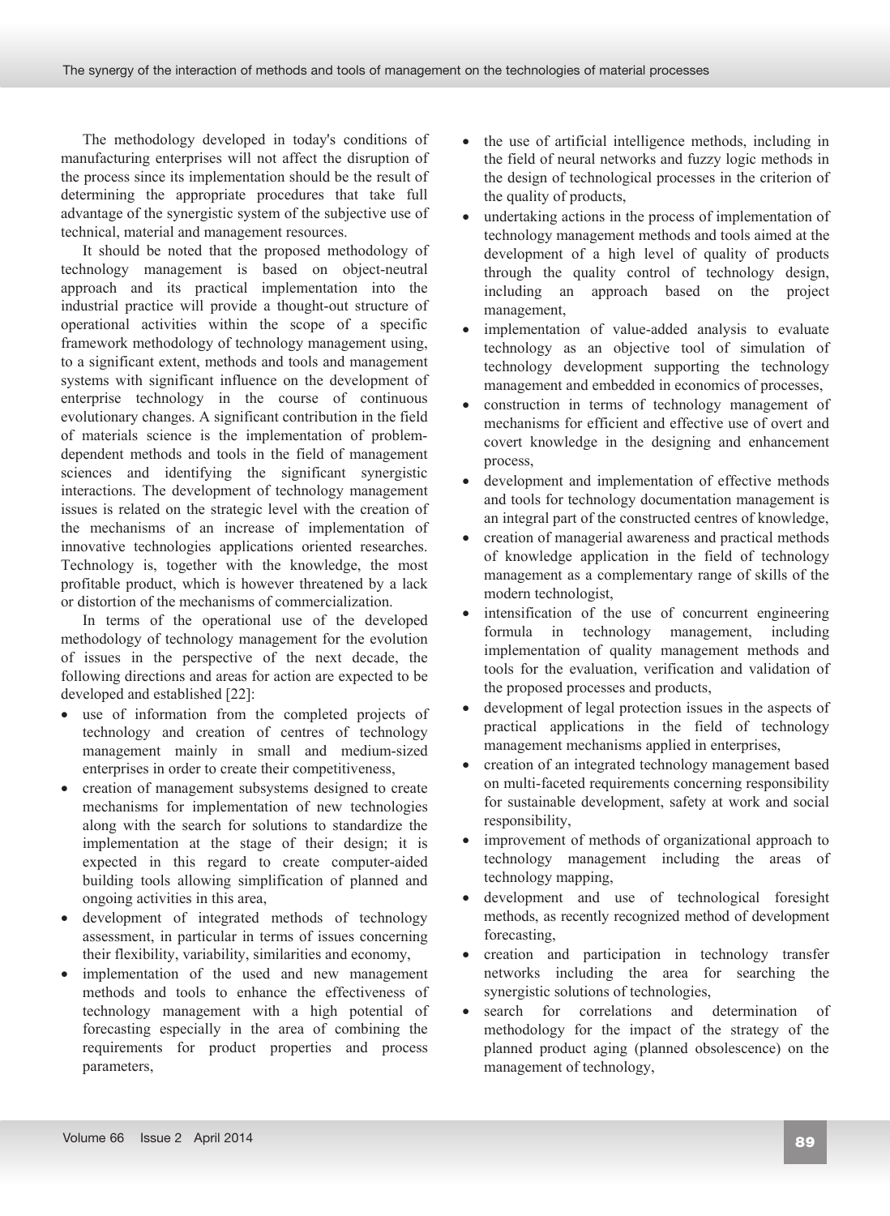The methodology developed in today's conditions of manufacturing enterprises will not affect the disruption of the process since its implementation should be the result of determining the appropriate procedures that take full advantage of the synergistic system of the subjective use of technical, material and management resources.

It should be noted that the proposed methodology of technology management is based on object-neutral approach and its practical implementation into the industrial practice will provide a thought-out structure of operational activities within the scope of a specific framework methodology of technology management using, to a significant extent, methods and tools and management systems with significant influence on the development of enterprise technology in the course of continuous evolutionary changes. A significant contribution in the field of materials science is the implementation of problem-dependent methods and tools in the field of management sciences and identifying the significant synergistic interactions. The development of technology management issues is related on the strategic level with the creation of the mechanisms of an increase of implementation of innovative technologies applications oriented researches. Technology is, together with the knowledge, the most profitable product, which is however threatened by a lack or distortion of the mechanisms of commercialization.

In terms of the operational use of the developed methodology of technology management for the evolution of issues in the perspective of the next decade, the following directions and areas for action are expected to be developed and established [22]:

- use of information from the completed projects of technology and creation of centres of technology management mainly in small and medium-sized enterprises in order to create their competitiveness,
- creation of management subsystems designed to create mechanisms for implementation of new technologies along with the search for solutions to standardize the implementation at the stage of their design; it is expected in this regard to create computer-aided building tools allowing simplification of planned and ongoing activities in this area,
- development of integrated methods of technology assessment, in particular in terms of issues concerning their flexibility, variability, similarities and economy,
- implementation of the used and new management methods and tools to enhance the effectiveness of technology management with a high potential of forecasting especially in the area of combining the requirements for product properties and process parameters,
- the use of artificial intelligence methods, including in the field of neural networks and fuzzy logic methods in the design of technological processes in the criterion of the quality of products,
- undertaking actions in the process of implementation of technology management methods and tools aimed at the development of a high level of quality of products through the quality control of technology design, including an approach based on the project management,
- implementation of value-added analysis to evaluate technology as an objective tool of simulation of technology development supporting the technology management and embedded in economics of processes,
- construction in terms of technology management of mechanisms for efficient and effective use of overt and covert knowledge in the designing and enhancement process,
- development and implementation of effective methods and tools for technology documentation management is an integral part of the constructed centres of knowledge,
- creation of managerial awareness and practical methods of knowledge application in the field of technology management as a complementary range of skills of the modern technologist,
- intensification of the use of concurrent engineering formula in technology management, including implementation of quality management methods and tools for the evaluation, verification and validation of the proposed processes and products,
- development of legal protection issues in the aspects of practical applications in the field of technology management mechanisms applied in enterprises,
- creation of an integrated technology management based on multi-faceted requirements concerning responsibility for sustainable development, safety at work and social responsibility,
- improvement of methods of organizational approach to technology management including the areas of technology mapping,
- development and use of technological foresight methods, as recently recognized method of development forecasting,
- creation and participation in technology transfer networks including the area for searching the synergistic solutions of technologies,
- search for correlations and determination of methodology for the impact of the strategy of the planned product aging (planned obsolescence) on the management of technology,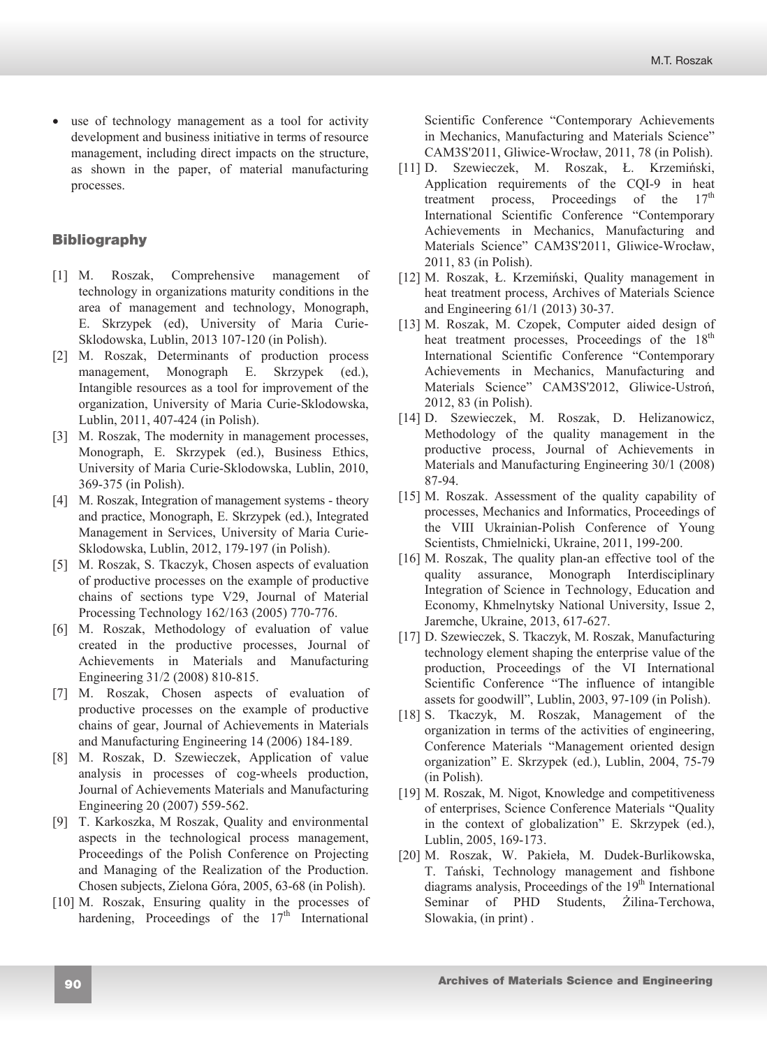- use of technology management as a tool for activity development and business initiative in terms of resource management, including direct impacts on the structure, as shown in the paper, of material manufacturing processes.

## Bibliography

[1] M. Roszak, Comprehensive management of technology in organizations maturity conditions in the area of management and technology, Monograph, E. Skrzypek (ed), University of Maria Curie-Sklodowska, Lublin, 2013 107-120 (in Polish).

[2] M. Roszak, Determinants of production process management, Monograph E. Skrzypek (ed.), Intangible resources as a tool for improvement of the organization, University of Maria Curie-Sklodowska, Lublin, 2011, 407-424 (in Polish).

[3] M. Roszak, The modernity in management processes, Monograph, E. Skrzypek (ed.), Business Ethics, University of Maria Curie-Sklodowska, Lublin, 2010, 369-375 (in Polish).

[4] M. Roszak, Integration of management systems - theory and practice, Monograph, E. Skrzypek (ed.), Integrated Management in Services, University of Maria Curie-Sklodowska, Lublin, 2012, 179-197 (in Polish).

[5] M. Roszak, S. Tkaczyk, Chosen aspects of evaluation of productive processes on the example of productive chains of sections type V29, Journal of Material Processing Technology 162/163 (2005) 770-776.

[6] M. Roszak, Methodology of evaluation of value created in the productive processes, Journal of Achievements in Materials and Manufacturing Engineering 31/2 (2008) 810-815.

[7] M. Roszak, Chosen aspects of evaluation of productive processes on the example of productive chains of gear, Journal of Achievements in Materials and Manufacturing Engineering 14 (2006) 184-189.

[8] M. Roszak, D. Szewieczek, Application of value analysis in processes of cog-wheels production, Journal of Achievements Materials and Manufacturing Engineering 20 (2007) 559-562.

[9] T. Karkoszka, M Roszak, Quality and environmental aspects in the technological process management, Proceedings of the Polish Conference on Projecting and Managing of the Realization of the Production. Chosen subjects, Zielona Góra, 2005, 63-68 (in Polish).

[10] M. Roszak, Ensuring quality in the processes of hardening, Proceedings of the 17th International Scientific Conference "Contemporary Achievements in Mechanics, Manufacturing and Materials Science" CAM3S'2011, Gliwice-Wrocław, 2011, 78 (in Polish).

[11] D. Szewieczek, M. Roszak, Ł. Krzemiński, Application requirements of the CQI-9 in heat treatment process, Proceedings of the 17th International Scientific Conference "Contemporary Achievements in Mechanics, Manufacturing and Materials Science" CAM3S'2011, Gliwice-Wrocław, 2011, 83 (in Polish).

[12] M. Roszak, Ł. Krzemiński, Quality management in heat treatment process, Archives of Materials Science and Engineering 61/1 (2013) 30-37.

[13] M. Roszak, M. Czopek, Computer aided design of heat treatment processes, Proceedings of the 18th International Scientific Conference "Contemporary Achievements in Mechanics, Manufacturing and Materials Science" CAM3S'2012, Gliwice-Ustroń, 2012, 83 (in Polish).

[14] D. Szewieczek, M. Roszak, D. Helizanowicz, Methodology of the quality management in the productive process, Journal of Achievements in Materials and Manufacturing Engineering 30/1 (2008) 87-94.

[15] M. Roszak. Assessment of the quality capability of processes, Mechanics and Informatics, Proceedings of the VIII Ukrainian-Polish Conference of Young Scientists, Chmielnicki, Ukraine, 2011, 199-200.

[16] M. Roszak, The quality plan-an effective tool of the quality assurance, Monograph Interdisciplinary Integration of Science in Technology, Education and Economy, Khmelnytsky National University, Issue 2, Jaremche, Ukraine, 2013, 617-627.

[17] D. Szewieczek, S. Tkaczyk, M. Roszak, Manufacturing technology element shaping the enterprise value of the production, Proceedings of the VI International Scientific Conference "The influence of intangible assets for goodwill", Lublin, 2003, 97-109 (in Polish).

[18] S. Tkaczyk, M. Roszak, Management of the organization in terms of the activities of engineering, Conference Materials "Management oriented design organization" E. Skrzypek (ed.), Lublin, 2004, 75-79 (in Polish).

[19] M. Roszak, M. Nigot, Knowledge and competitiveness of enterprises, Science Conference Materials "Quality in the context of globalization" E. Skrzypek (ed.), Lublin, 2005, 169-173.

[20] M. Roszak, W. Pakieła, M. Dudek-Burlikowska, T. Tański, Technology management and fishbone diagrams analysis, Proceedings of the 19th International Seminar of PHD Students, Żilina-Terchowa, Slowakia, (in print) .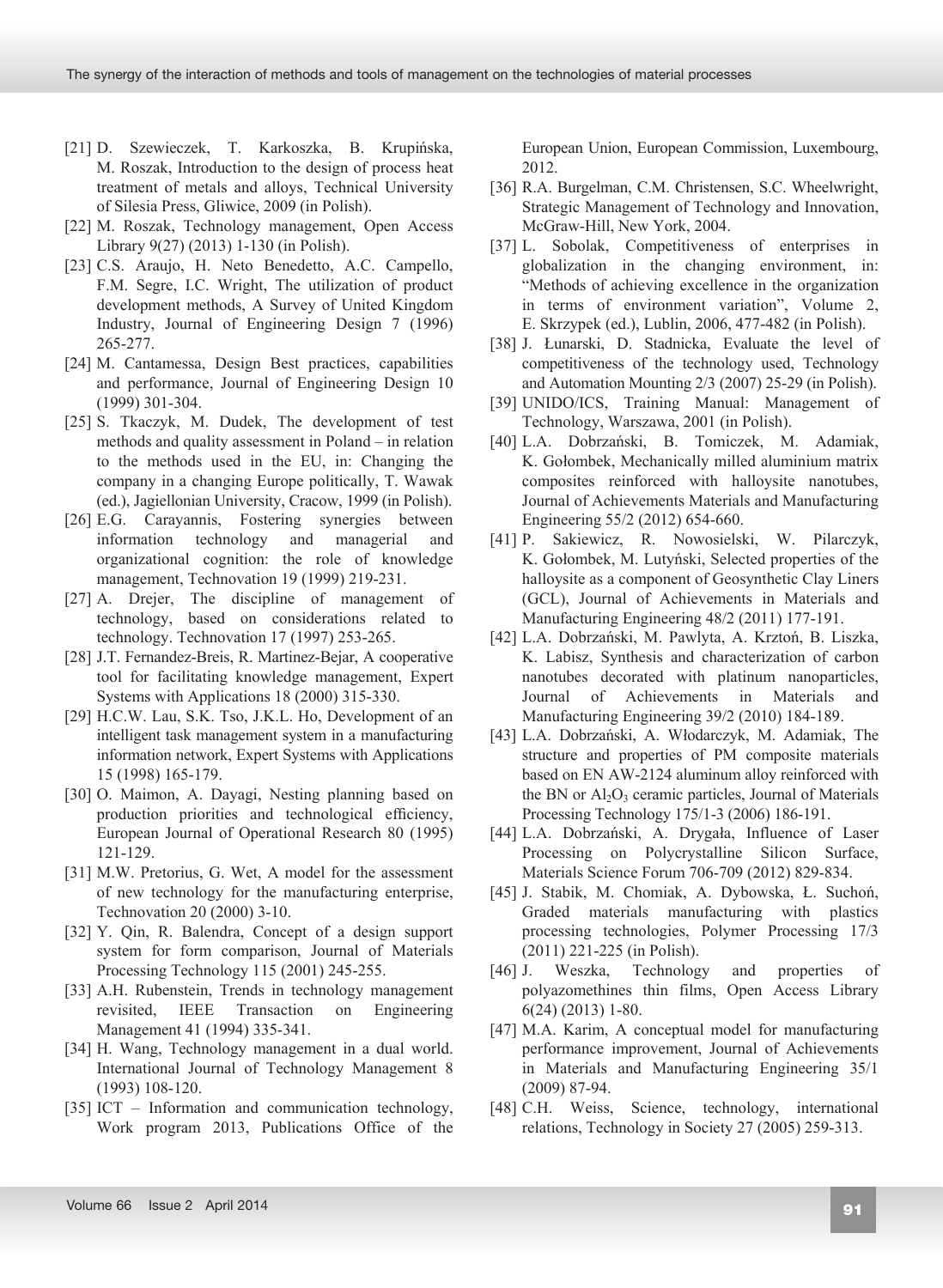[21] D. Szewieczek, T. Karkoszka, B. Krupińska, M. Roszak, Introduction to the design of process heat treatment of metals and alloys, Technical University of Silesia Press, Gliwice, 2009 (in Polish).

[22] M. Roszak, Technology management, Open Access Library 9(27) (2013) 1-130 (in Polish).

[23] C.S. Araujo, H. Neto Benedetto, A.C. Campello, F.M. Segre, I.C. Wright, The utilization of product development methods, A Survey of United Kingdom Industry, Journal of Engineering Design 7 (1996) 265-277.

[24] M. Cantamessa, Design Best practices, capabilities and performance, Journal of Engineering Design 10 (1999) 301-304.

[25] S. Tkaczyk, M. Dudek, The development of test methods and quality assessment in Poland – in relation to the methods used in the EU, in: Changing the company in a changing Europe politically, T. Wawak (ed.), Jagiellonian University, Cracow, 1999 (in Polish).

[26] E.G. Carayannis, Fostering synergies between information technology and managerial and organizational cognition: the role of knowledge management, Technovation 19 (1999) 219-231.

[27] A. Drejer, The discipline of management of technology, based on considerations related to technology. Technovation 17 (1997) 253-265.

[28] J.T. Fernandez-Breis, R. Martinez-Bejar, A cooperative tool for facilitating knowledge management, Expert Systems with Applications 18 (2000) 315-330.

[29] H.C.W. Lau, S.K. Tso, J.K.L. Ho, Development of an intelligent task management system in a manufacturing information network, Expert Systems with Applications 15 (1998) 165-179.

[30] O. Maimon, A. Dayagi, Nesting planning based on production priorities and technological efficiency, European Journal of Operational Research 80 (1995) 121-129.

[31] M.W. Pretorius, G. Wet, A model for the assessment of new technology for the manufacturing enterprise, Technovation 20 (2000) 3-10.

[32] Y. Qin, R. Balendra, Concept of a design support system for form comparison, Journal of Materials Processing Technology 115 (2001) 245-255.

[33] A.H. Rubenstein, Trends in technology management revisited, IEEE Transaction on Engineering Management 41 (1994) 335-341.

[34] H. Wang, Technology management in a dual world. International Journal of Technology Management 8 (1993) 108-120.

[35] ICT – Information and communication technology, Work program 2013, Publications Office of the European Union, European Commission, Luxembourg, 2012.

[36] R.A. Burgelman, C.M. Christensen, S.C. Wheelwright, Strategic Management of Technology and Innovation, McGraw-Hill, New York, 2004.

[37] L. Sobolak, Competitiveness of enterprises in globalization in the changing environment, in: "Methods of achieving excellence in the organization in terms of environment variation", Volume 2, E. Skrzypek (ed.), Lublin, 2006, 477-482 (in Polish).

[38] J. Łunarski, D. Stadnicka, Evaluate the level of competitiveness of the technology used, Technology and Automation Mounting 2/3 (2007) 25-29 (in Polish).

[39] UNIDO/ICS, Training Manual: Management of Technology, Warszawa, 2001 (in Polish).

[40] L.A. Dobrzański, B. Tomiczek, M. Adamiak, K. Gołombek, Mechanically milled aluminium matrix composites reinforced with halloysite nanotubes, Journal of Achievements Materials and Manufacturing Engineering 55/2 (2012) 654-660.

[41] P. Sakiewicz, R. Nowosielski, W. Pilarczyk, K. Gołombek, M. Lutyński, Selected properties of the halloysite as a component of Geosynthetic Clay Liners (GCL), Journal of Achievements in Materials and Manufacturing Engineering 48/2 (2011) 177-191.

[42] L.A. Dobrzański, M. Pawlyta, A. Krztoń, B. Liszka, K. Labisz, Synthesis and characterization of carbon nanotubes decorated with platinum nanoparticles, Journal of Achievements in Materials and Manufacturing Engineering 39/2 (2010) 184-189.

[43] L.A. Dobrzański, A. Włodarczyk, M. Adamiak, The structure and properties of PM composite materials based on EN AW-2124 aluminum alloy reinforced with the BN or $Al_2O_3$ ceramic particles, Journal of Materials Processing Technology 175/1-3 (2006) 186-191.

[44] L.A. Dobrzański, A. Drygała, Influence of Laser Processing on Polycrystalline Silicon Surface, Materials Science Forum 706-709 (2012) 829-834.

[45] J. Stabik, M. Chomiak, A. Dybowska, Ł. Suchoń, Graded materials manufacturing with plastics processing technologies, Polymer Processing 17/3 (2011) 221-225 (in Polish).

[46] J. Weszka, Technology and properties of polyazomethines thin films, Open Access Library 6(24) (2013) 1-80.

[47] M.A. Karim, A conceptual model for manufacturing performance improvement, Journal of Achievements in Materials and Manufacturing Engineering 35/1 (2009) 87-94.

[48] C.H. Weiss, Science, technology, international relations, Technology in Society 27 (2005) 259-313.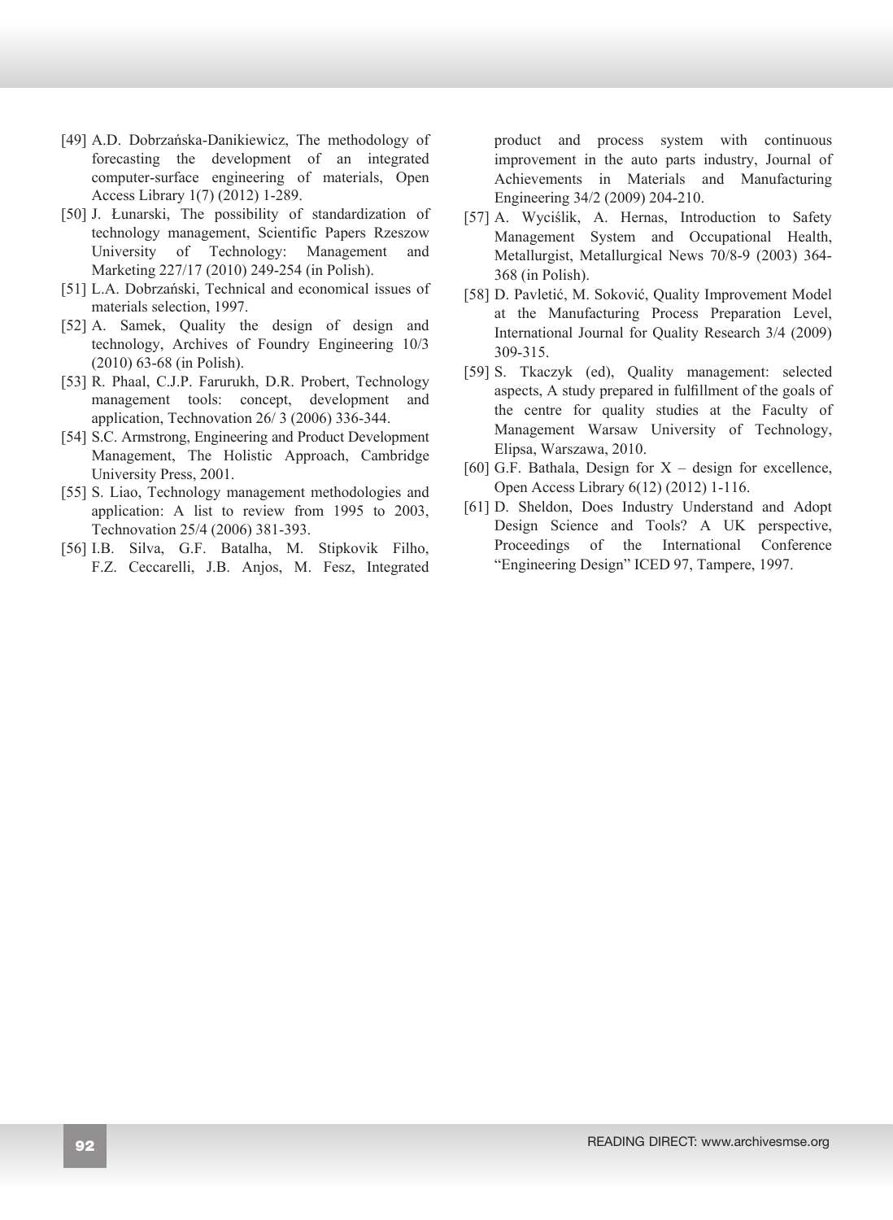[49] A.D. Dobrzańska-Danikiewicz, The methodology of forecasting the development of an integrated computer-surface engineering of materials, Open Access Library 1(7) (2012) 1-289.

[50] J. Łunarski, The possibility of standardization of technology management, Scientific Papers Rzeszow University of Technology: Management and Marketing 227/17 (2010) 249-254 (in Polish).

[51] L.A. Dobrzański, Technical and economical issues of materials selection, 1997.

[52] A. Samek, Quality the design of design and technology, Archives of Foundry Engineering 10/3 (2010) 63-68 (in Polish).

[53] R. Phaal, C.J.P. Farurukh, D.R. Probert, Technology management tools: concept, development and application, Technovation 26/ 3 (2006) 336-344.

[54] S.C. Armstrong, Engineering and Product Development Management, The Holistic Approach, Cambridge University Press, 2001.

[55] S. Liao, Technology management methodologies and application: A list to review from 1995 to 2003, Technovation 25/4 (2006) 381-393.

[56] I.B. Silva, G.F. Batalha, M. Stipkovik Filho, F.Z. Ceccarelli, J.B. Anjos, M. Fesz, Integrated product and process system with continuous improvement in the auto parts industry, Journal of Achievements in Materials and Manufacturing Engineering 34/2 (2009) 204-210.

[57] A. Wyciślik, A. Hernas, Introduction to Safety Management System and Occupational Health, Metallurgist, Metallurgical News 70/8-9 (2003) 364-368 (in Polish).

[58] D. Pavletić, M. Soković, Quality Improvement Model at the Manufacturing Process Preparation Level, International Journal for Quality Research 3/4 (2009) 309-315.

[59] S. Tkaczyk (ed), Quality management: selected aspects, A study prepared in fulfillment of the goals of the centre for quality studies at the Faculty of Management Warsaw University of Technology, Elipsa, Warszawa, 2010.

[60] G.F. Bathala, Design for X – design for excellence, Open Access Library 6(12) (2012) 1-116.

[61] D. Sheldon, Does Industry Understand and Adopt Design Science and Tools? A UK perspective, Proceedings of the International Conference "Engineering Design" ICED 97, Tampere, 1997.